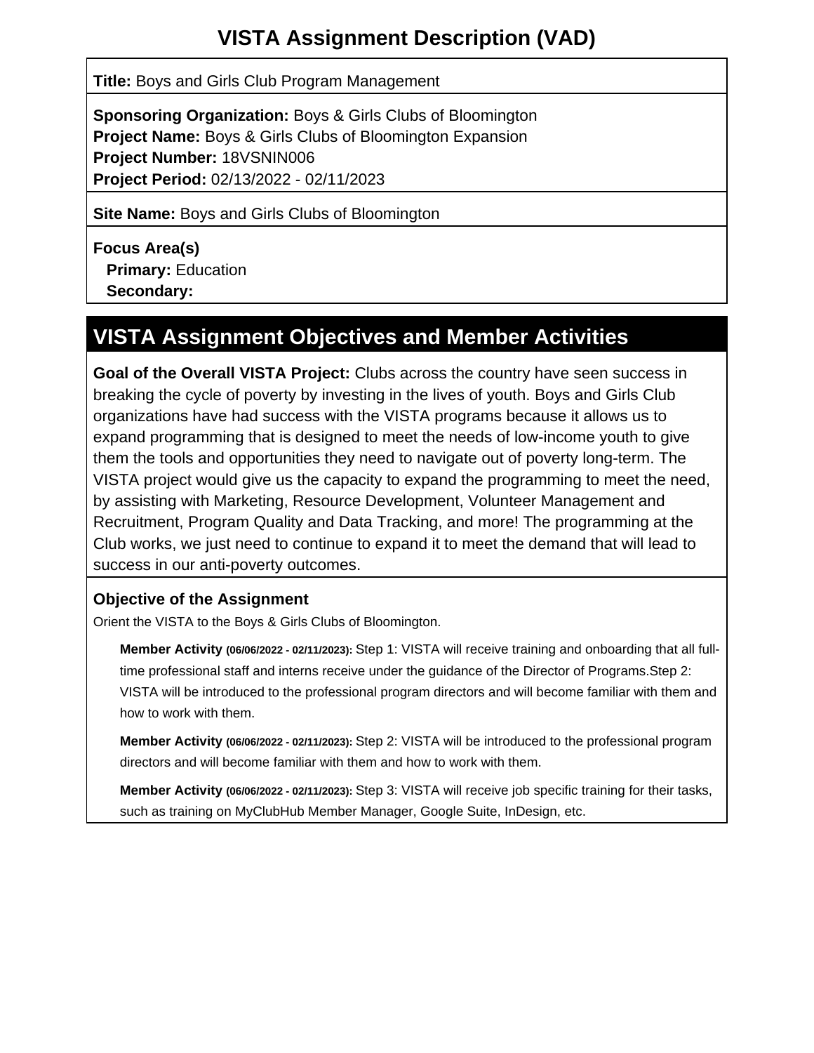# VISTA Assignment Description (VAD)

**Title:** Boys and Girls Club Program Management

**Sponsoring Organization:** Boys & Girls Clubs of Bloomington
**Project Name:** Boys & Girls Clubs of Bloomington Expansion
**Project Number:** 18VSNIN006
**Project Period:** 02/13/2022 - 02/11/2023

**Site Name:** Boys and Girls Clubs of Bloomington

**Focus Area(s)**
**Primary:** Education
**Secondary:**

## VISTA Assignment Objectives and Member Activities

**Goal of the Overall VISTA Project:** Clubs across the country have seen success in breaking the cycle of poverty by investing in the lives of youth. Boys and Girls Club organizations have had success with the VISTA programs because it allows us to expand programming that is designed to meet the needs of low-income youth to give them the tools and opportunities they need to navigate out of poverty long-term. The VISTA project would give us the capacity to expand the programming to meet the need, by assisting with Marketing, Resource Development, Volunteer Management and Recruitment, Program Quality and Data Tracking, and more! The programming at the Club works, we just need to continue to expand it to meet the demand that will lead to success in our anti-poverty outcomes.

### Objective of the Assignment

Orient the VISTA to the Boys & Girls Clubs of Bloomington.

- **Member Activity (06/06/2022 - 02/11/2023):** Step 1: VISTA will receive training and onboarding that all full-time professional staff and interns receive under the guidance of the Director of Programs.Step 2: VISTA will be introduced to the professional program directors and will become familiar with them and how to work with them.
- **Member Activity (06/06/2022 - 02/11/2023):** Step 2: VISTA will be introduced to the professional program directors and will become familiar with them and how to work with them.
- **Member Activity (06/06/2022 - 02/11/2023):** Step 3: VISTA will receive job specific training for their tasks, such as training on MyClubHub Member Manager, Google Suite, InDesign, etc.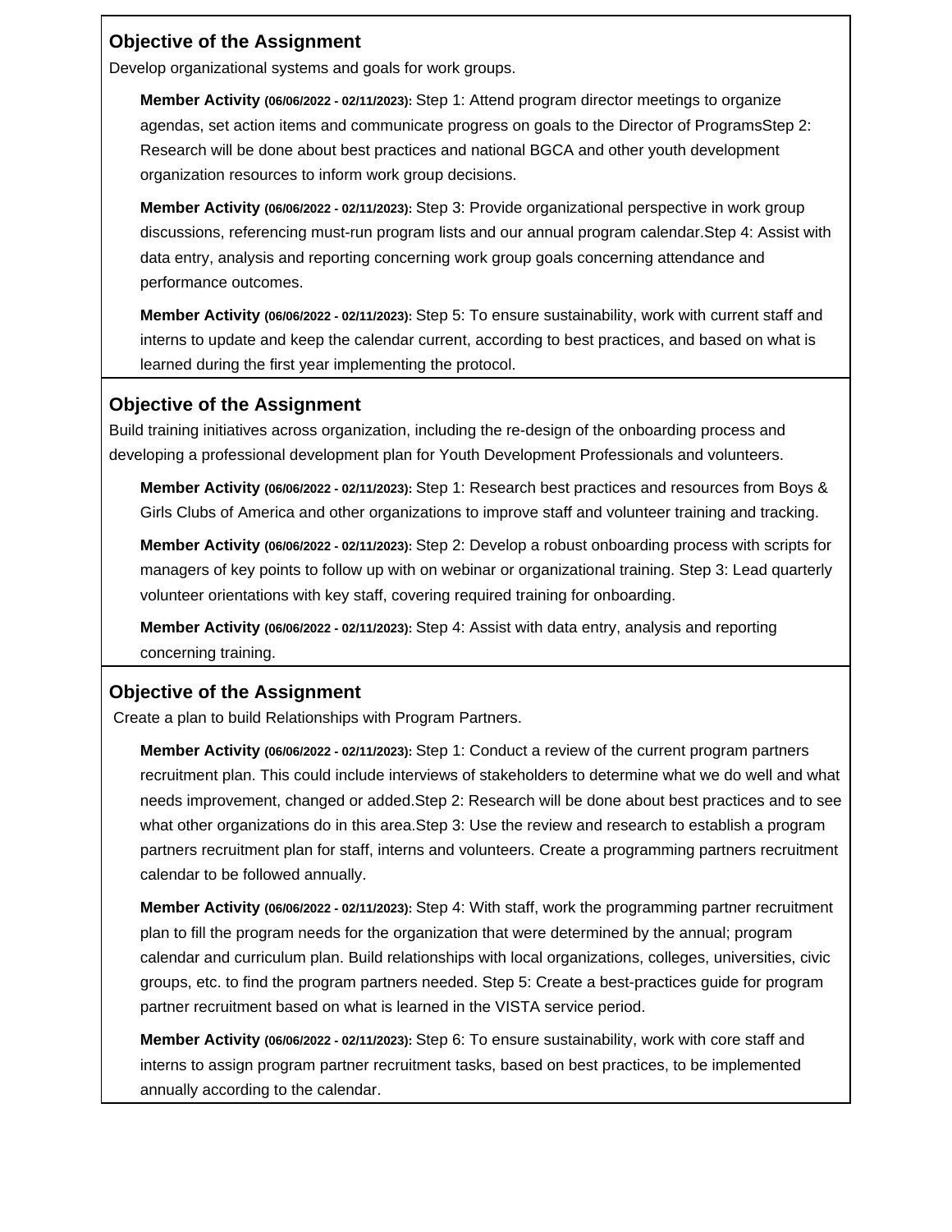### Objective of the Assignment

Develop organizational systems and goals for work groups.

**Member Activity (06/06/2022 - 02/11/2023):** Step 1: Attend program director meetings to organize agendas, set action items and communicate progress on goals to the Director of ProgramsStep 2: Research will be done about best practices and national BGCA and other youth development organization resources to inform work group decisions.

**Member Activity (06/06/2022 - 02/11/2023):** Step 3: Provide organizational perspective in work group discussions, referencing must-run program lists and our annual program calendar.Step 4: Assist with data entry, analysis and reporting concerning work group goals concerning attendance and performance outcomes.

**Member Activity (06/06/2022 - 02/11/2023):** Step 5: To ensure sustainability, work with current staff and interns to update and keep the calendar current, according to best practices, and based on what is learned during the first year implementing the protocol.

### Objective of the Assignment

Build training initiatives across organization, including the re-design of the onboarding process and developing a professional development plan for Youth Development Professionals and volunteers.

**Member Activity (06/06/2022 - 02/11/2023):** Step 1: Research best practices and resources from Boys & Girls Clubs of America and other organizations to improve staff and volunteer training and tracking.

**Member Activity (06/06/2022 - 02/11/2023):** Step 2: Develop a robust onboarding process with scripts for managers of key points to follow up with on webinar or organizational training. Step 3: Lead quarterly volunteer orientations with key staff, covering required training for onboarding.

**Member Activity (06/06/2022 - 02/11/2023):** Step 4: Assist with data entry, analysis and reporting concerning training.

### Objective of the Assignment

Create a plan to build Relationships with Program Partners.

**Member Activity (06/06/2022 - 02/11/2023):** Step 1: Conduct a review of the current program partners recruitment plan. This could include interviews of stakeholders to determine what we do well and what needs improvement, changed or added.Step 2: Research will be done about best practices and to see what other organizations do in this area.Step 3: Use the review and research to establish a program partners recruitment plan for staff, interns and volunteers. Create a programming partners recruitment calendar to be followed annually.

**Member Activity (06/06/2022 - 02/11/2023):** Step 4: With staff, work the programming partner recruitment plan to fill the program needs for the organization that were determined by the annual; program calendar and curriculum plan. Build relationships with local organizations, colleges, universities, civic groups, etc. to find the program partners needed. Step 5: Create a best-practices guide for program partner recruitment based on what is learned in the VISTA service period.

**Member Activity (06/06/2022 - 02/11/2023):** Step 6: To ensure sustainability, work with core staff and interns to assign program partner recruitment tasks, based on best practices, to be implemented annually according to the calendar.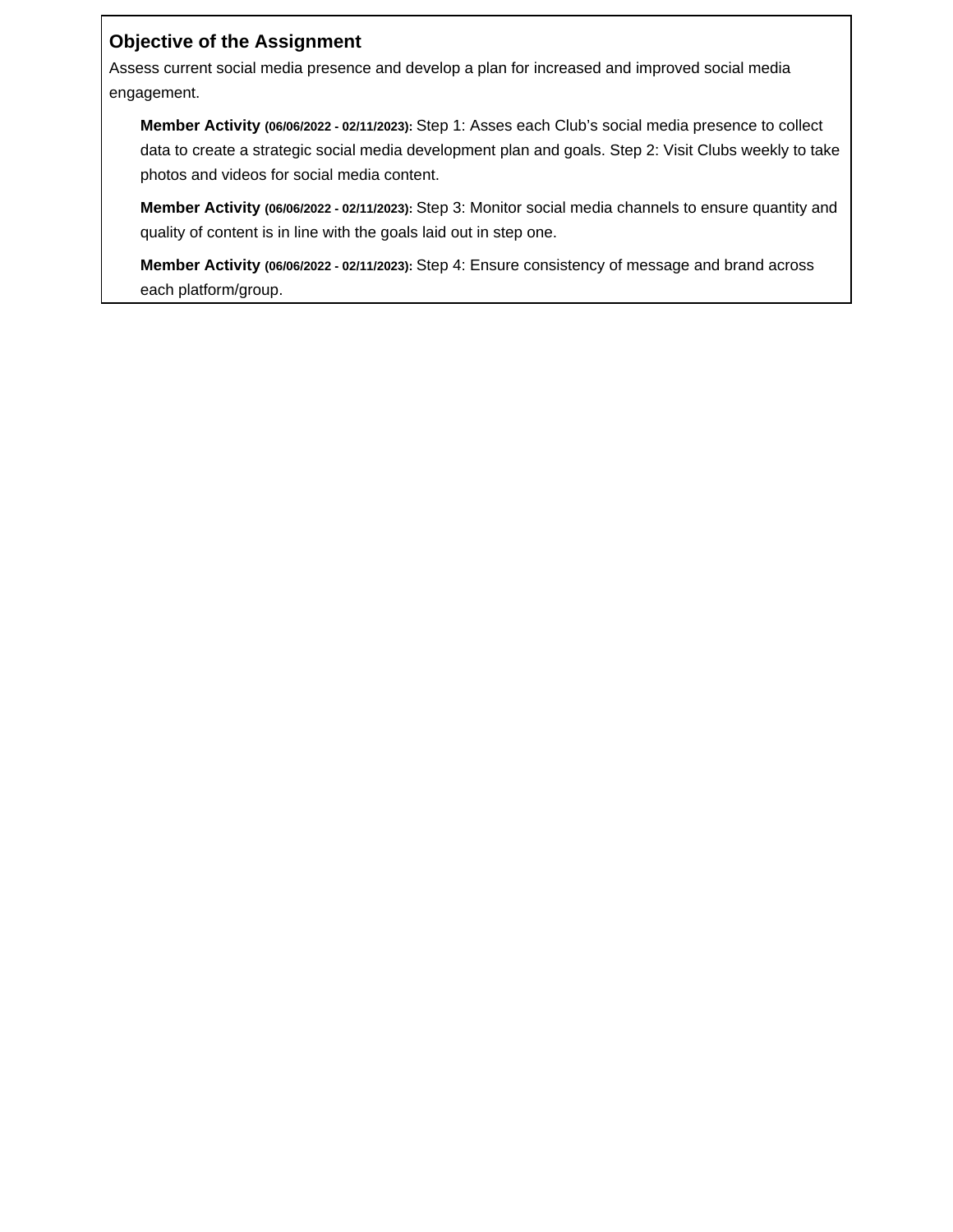### Objective of the Assignment

Assess current social media presence and develop a plan for increased and improved social media engagement.

- **Member Activity (06/06/2022 - 02/11/2023):** Step 1: Asses each Club's social media presence to collect data to create a strategic social media development plan and goals. Step 2: Visit Clubs weekly to take photos and videos for social media content.
- **Member Activity (06/06/2022 - 02/11/2023):** Step 3: Monitor social media channels to ensure quantity and quality of content is in line with the goals laid out in step one.
- **Member Activity (06/06/2022 - 02/11/2023):** Step 4: Ensure consistency of message and brand across each platform/group.